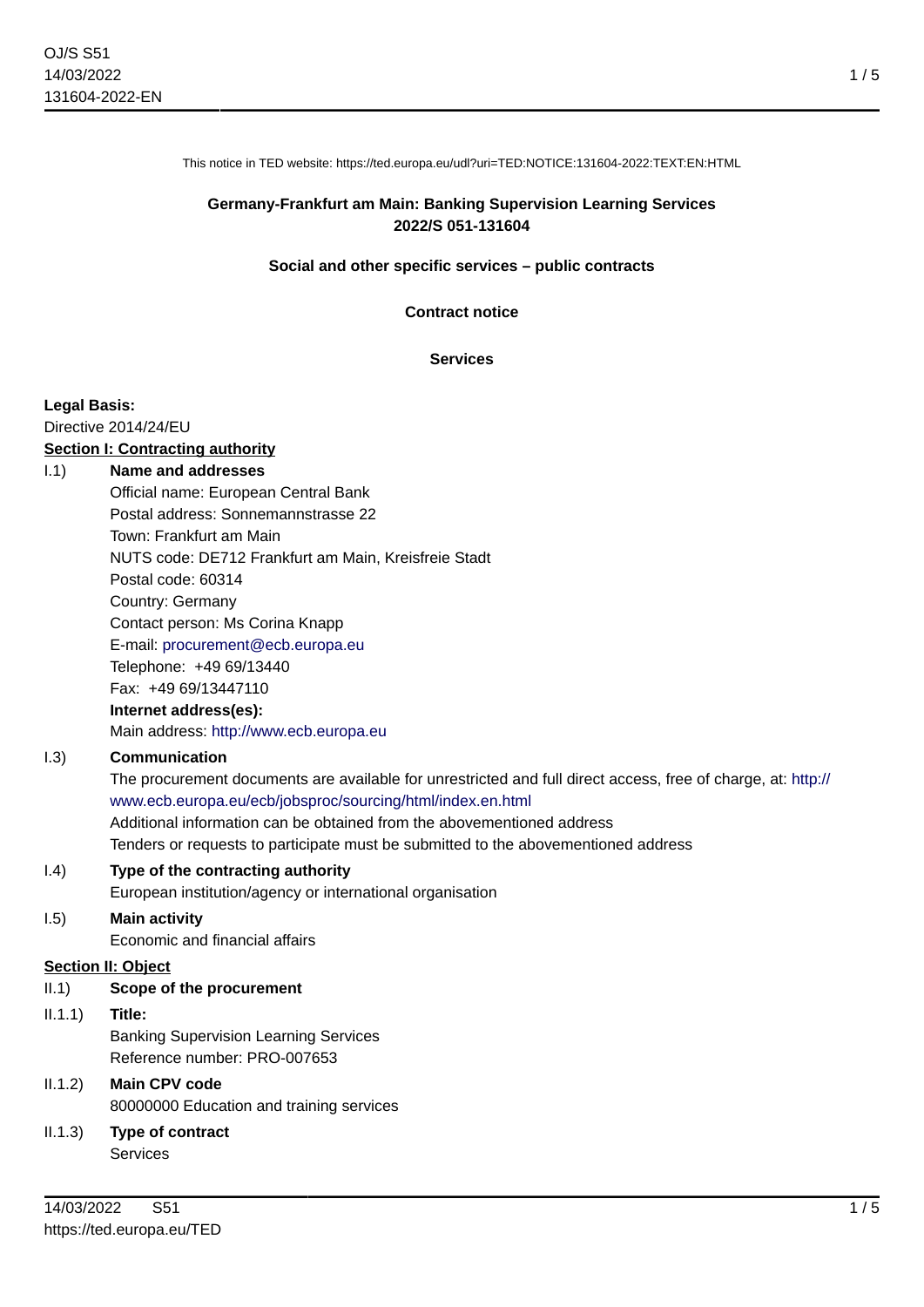This notice in TED website: https://ted.europa.eu/udl?uri=TED:NOTICE:131604-2022:TEXT:EN:HTML

**Germany-Frankfurt am Main: Banking Supervision Learning Services**
**2022/S 051-131604**

**Social and other specific services – public contracts**

**Contract notice**

**Services**

**Legal Basis:**
Directive 2014/24/EU

## Section I: Contracting authority

**I.1) Name and addresses**

Official name: European Central Bank
Postal address: Sonnemannstrasse 22
Town: Frankfurt am Main
NUTS code: DE712 Frankfurt am Main, Kreisfreie Stadt
Postal code: 60314
Country: Germany
Contact person: Ms Corina Knapp
E-mail: procurement@ecb.europa.eu
Telephone: +49 69/13440
Fax: +49 69/13447110

**Internet address(es):**
Main address: http://www.ecb.europa.eu

**I.3) Communication**

The procurement documents are available for unrestricted and full direct access, free of charge, at: http://www.ecb.europa.eu/ecb/jobsproc/sourcing/html/index.en.html
Additional information can be obtained from the abovementioned address
Tenders or requests to participate must be submitted to the abovementioned address

**I.4) Type of the contracting authority**

European institution/agency or international organisation

**I.5) Main activity**

Economic and financial affairs

## Section II: Object

**II.1) Scope of the procurement**

**II.1.1) Title:**

Banking Supervision Learning Services
Reference number: PRO-007653

**II.1.2) Main CPV code**

80000000 Education and training services

**II.1.3) Type of contract**

Services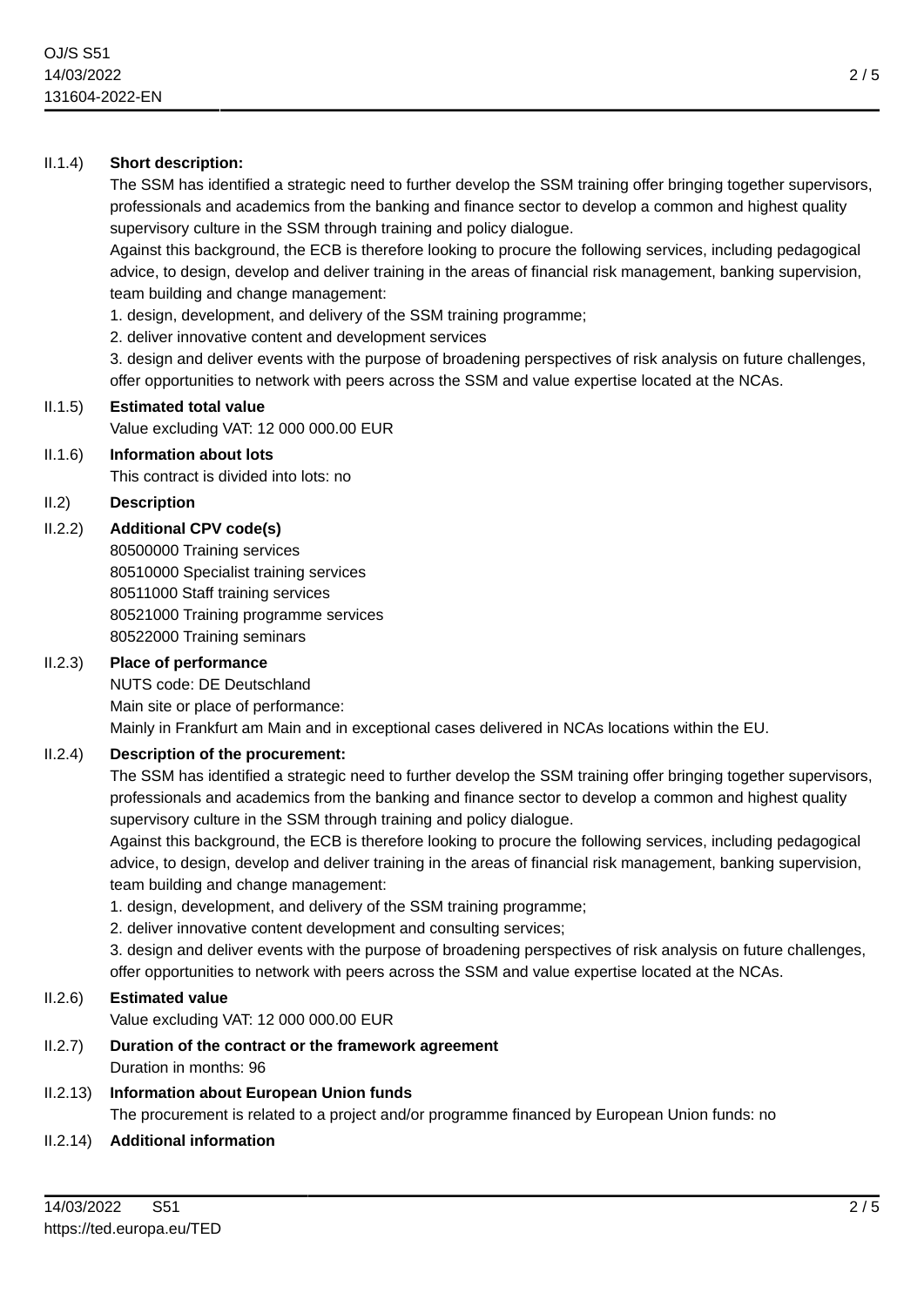II.1.4) **Short description:**

The SSM has identified a strategic need to further develop the SSM training offer bringing together supervisors, professionals and academics from the banking and finance sector to develop a common and highest quality supervisory culture in the SSM through training and policy dialogue.

Against this background, the ECB is therefore looking to procure the following services, including pedagogical advice, to design, develop and deliver training in the areas of financial risk management, banking supervision, team building and change management:

1. design, development, and delivery of the SSM training programme;
2. deliver innovative content and development services
3. design and deliver events with the purpose of broadening perspectives of risk analysis on future challenges, offer opportunities to network with peers across the SSM and value expertise located at the NCAs.

II.1.5) **Estimated total value**

Value excluding VAT: 12 000 000.00 EUR

II.1.6) **Information about lots**

This contract is divided into lots: no

II.2) **Description**

II.2.2) **Additional CPV code(s)**

80500000 Training services
80510000 Specialist training services
80511000 Staff training services
80521000 Training programme services
80522000 Training seminars

II.2.3) **Place of performance**

NUTS code: DE Deutschland
Main site or place of performance:
Mainly in Frankfurt am Main and in exceptional cases delivered in NCAs locations within the EU.

II.2.4) **Description of the procurement:**

The SSM has identified a strategic need to further develop the SSM training offer bringing together supervisors, professionals and academics from the banking and finance sector to develop a common and highest quality supervisory culture in the SSM through training and policy dialogue.

Against this background, the ECB is therefore looking to procure the following services, including pedagogical advice, to design, develop and deliver training in the areas of financial risk management, banking supervision, team building and change management:

1. design, development, and delivery of the SSM training programme;
2. deliver innovative content development and consulting services;
3. design and deliver events with the purpose of broadening perspectives of risk analysis on future challenges, offer opportunities to network with peers across the SSM and value expertise located at the NCAs.

II.2.6) **Estimated value**

Value excluding VAT: 12 000 000.00 EUR

II.2.7) **Duration of the contract or the framework agreement**

Duration in months: 96

II.2.13) **Information about European Union funds**

The procurement is related to a project and/or programme financed by European Union funds: no

II.2.14) **Additional information**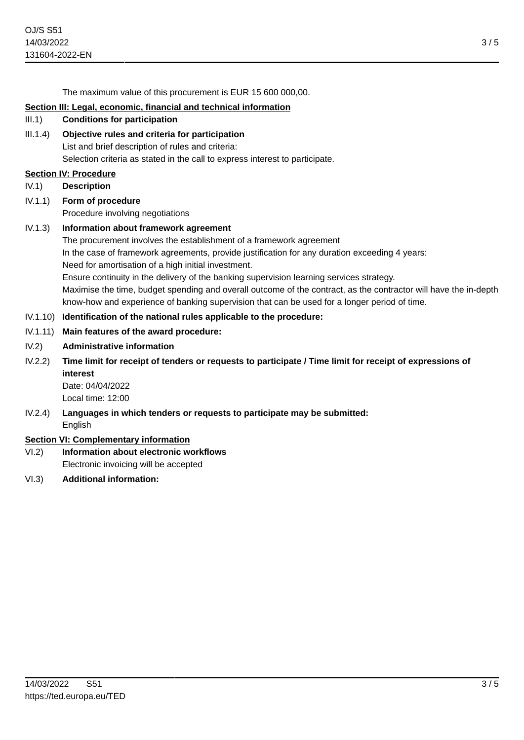The maximum value of this procurement is EUR 15 600 000,00.

**Section III: Legal, economic, financial and technical information**

III.1) **Conditions for participation**

III.1.4) **Objective rules and criteria for participation**
List and brief description of rules and criteria:
Selection criteria as stated in the call to express interest to participate.

**Section IV: Procedure**

IV.1) **Description**

IV.1.1) **Form of procedure**
Procedure involving negotiations

IV.1.3) **Information about framework agreement**
The procurement involves the establishment of a framework agreement
In the case of framework agreements, provide justification for any duration exceeding 4 years:
Need for amortisation of a high initial investment.
Ensure continuity in the delivery of the banking supervision learning services strategy.
Maximise the time, budget spending and overall outcome of the contract, as the contractor will have the in-depth know-how and experience of banking supervision that can be used for a longer period of time.

IV.1.10) **Identification of the national rules applicable to the procedure:**

IV.1.11) **Main features of the award procedure:**

IV.2) **Administrative information**

IV.2.2) **Time limit for receipt of tenders or requests to participate / Time limit for receipt of expressions of interest**
Date: 04/04/2022
Local time: 12:00

IV.2.4) **Languages in which tenders or requests to participate may be submitted:**
English

**Section VI: Complementary information**

VI.2) **Information about electronic workflows**
Electronic invoicing will be accepted

VI.3) **Additional information:**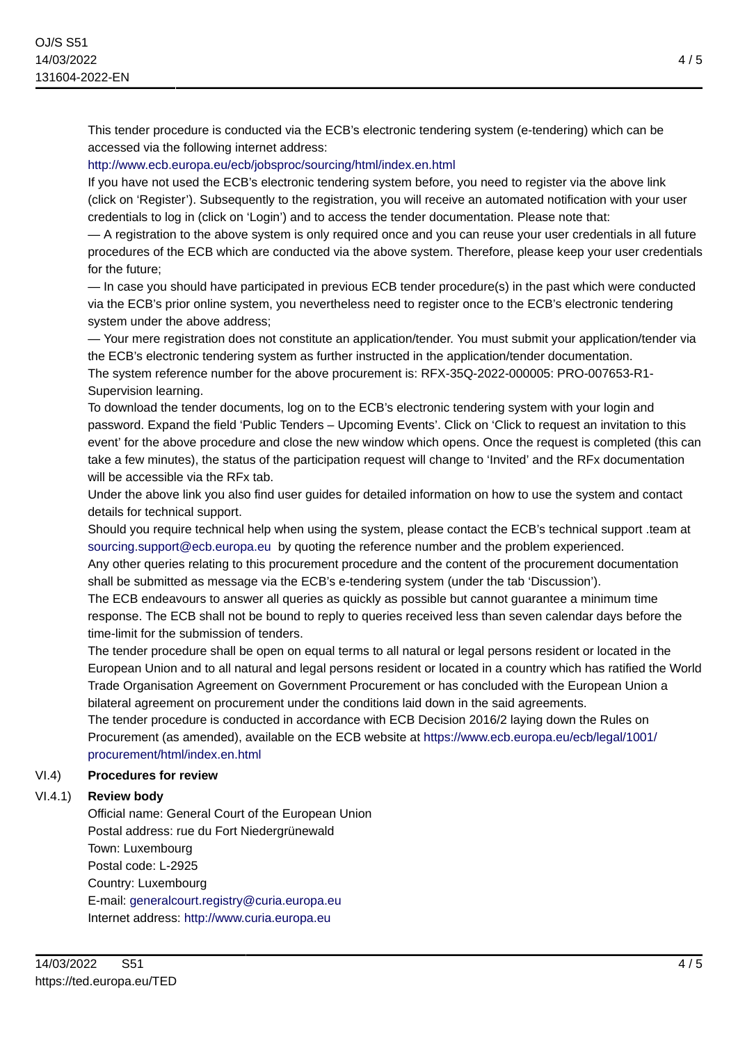This tender procedure is conducted via the ECB's electronic tendering system (e-tendering) which can be accessed via the following internet address:
http://www.ecb.europa.eu/ecb/jobsproc/sourcing/html/index.en.html
If you have not used the ECB's electronic tendering system before, you need to register via the above link (click on 'Register'). Subsequently to the registration, you will receive an automated notification with your user credentials to log in (click on 'Login') and to access the tender documentation. Please note that:
— A registration to the above system is only required once and you can reuse your user credentials in all future procedures of the ECB which are conducted via the above system. Therefore, please keep your user credentials for the future;
— In case you should have participated in previous ECB tender procedure(s) in the past which were conducted via the ECB's prior online system, you nevertheless need to register once to the ECB's electronic tendering system under the above address;
— Your mere registration does not constitute an application/tender. You must submit your application/tender via the ECB's electronic tendering system as further instructed in the application/tender documentation.
The system reference number for the above procurement is: RFX-35Q-2022-000005: PRO-007653-R1-Supervision learning.
To download the tender documents, log on to the ECB's electronic tendering system with your login and password. Expand the field 'Public Tenders – Upcoming Events'. Click on 'Click to request an invitation to this event' for the above procedure and close the new window which opens. Once the request is completed (this can take a few minutes), the status of the participation request will change to 'Invited' and the RFx documentation will be accessible via the RFx tab.
Under the above link you also find user guides for detailed information on how to use the system and contact details for technical support.
Should you require technical help when using the system, please contact the ECB's technical support .team at sourcing.support@ecb.europa.eu by quoting the reference number and the problem experienced.
Any other queries relating to this procurement procedure and the content of the procurement documentation shall be submitted as message via the ECB's e-tendering system (under the tab 'Discussion').
The ECB endeavours to answer all queries as quickly as possible but cannot guarantee a minimum time response. The ECB shall not be bound to reply to queries received less than seven calendar days before the time-limit for the submission of tenders.
The tender procedure shall be open on equal terms to all natural or legal persons resident or located in the European Union and to all natural and legal persons resident or located in a country which has ratified the World Trade Organisation Agreement on Government Procurement or has concluded with the European Union a bilateral agreement on procurement under the conditions laid down in the said agreements.
The tender procedure is conducted in accordance with ECB Decision 2016/2 laying down the Rules on Procurement (as amended), available on the ECB website at https://www.ecb.europa.eu/ecb/legal/1001/procurement/html/index.en.html

## VI.4) Procedures for review

### VI.4.1) Review body

Official name: General Court of the European Union
Postal address: rue du Fort Niedergrünewald
Town: Luxembourg
Postal code: L-2925
Country: Luxembourg
E-mail: generalcourt.registry@curia.europa.eu
Internet address: http://www.curia.europa.eu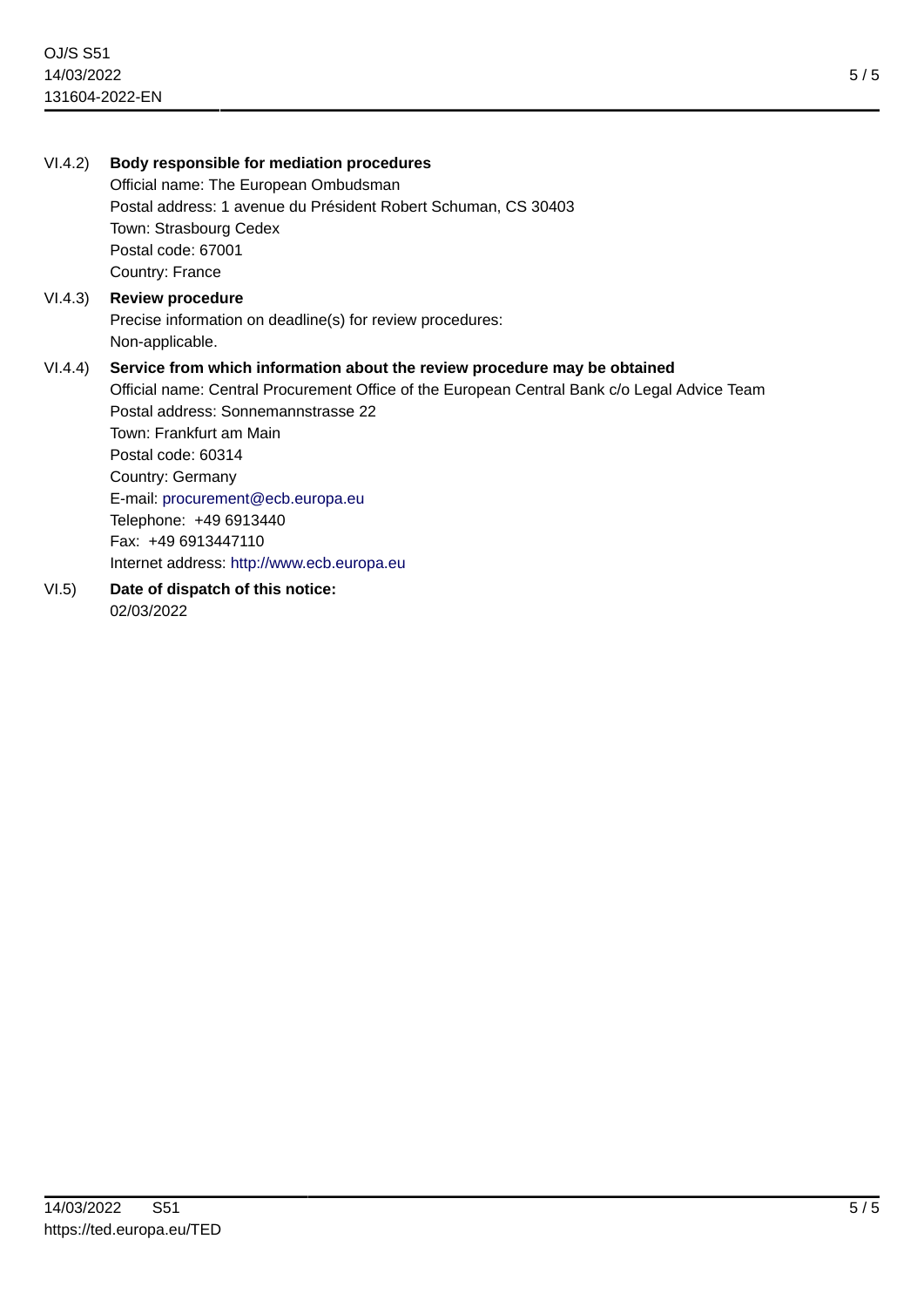VI.4.2) **Body responsible for mediation procedures**

Official name: The European Ombudsman
Postal address: 1 avenue du Président Robert Schuman, CS 30403
Town: Strasbourg Cedex
Postal code: 67001
Country: France

VI.4.3) **Review procedure**

Precise information on deadline(s) for review procedures:
Non-applicable.

VI.4.4) **Service from which information about the review procedure may be obtained**

Official name: Central Procurement Office of the European Central Bank c/o Legal Advice Team
Postal address: Sonnemannstrasse 22
Town: Frankfurt am Main
Postal code: 60314
Country: Germany
E-mail: procurement@ecb.europa.eu
Telephone: +49 6913440
Fax: +49 6913447110
Internet address: http://www.ecb.europa.eu

VI.5) **Date of dispatch of this notice:**

02/03/2022